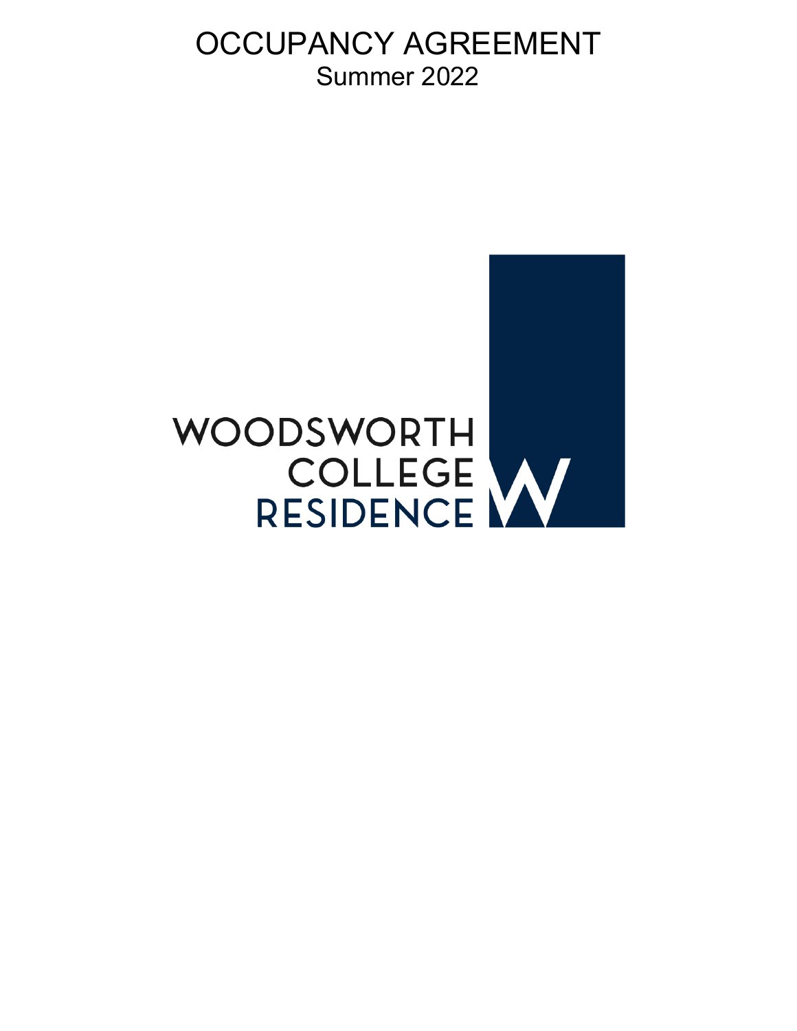# OCCUPANCY AGREEMENT
## Summer 2022

WOODSWORTH
COLLEGE
RESIDENCE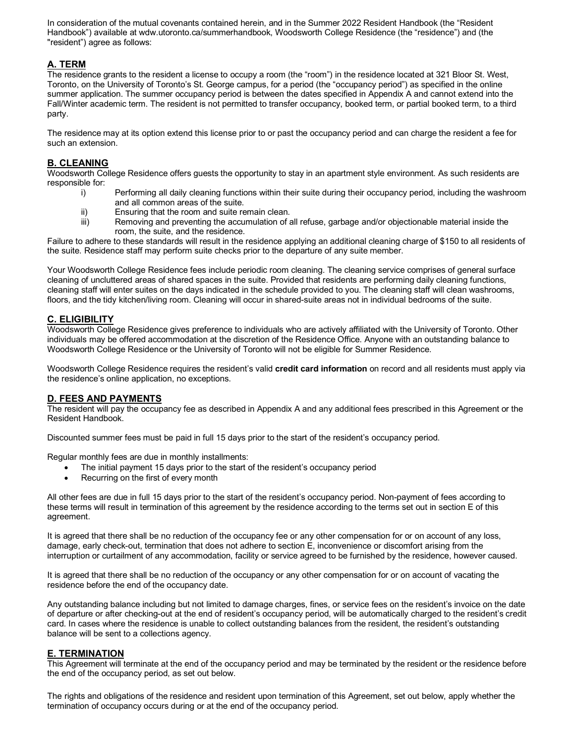In consideration of the mutual covenants contained herein, and in the Summer 2022 Resident Handbook (the "Resident Handbook") available at wdw.utoronto.ca/summerhandbook, Woodsworth College Residence (the "residence") and (the "resident") agree as follows:

## A. TERM

The residence grants to the resident a license to occupy a room (the "room") in the residence located at 321 Bloor St. West, Toronto, on the University of Toronto's St. George campus, for a period (the "occupancy period") as specified in the online summer application. The summer occupancy period is between the dates specified in Appendix A and cannot extend into the Fall/Winter academic term. The resident is not permitted to transfer occupancy, booked term, or partial booked term, to a third party.

The residence may at its option extend this license prior to or past the occupancy period and can charge the resident a fee for such an extension.

## B. CLEANING

Woodsworth College Residence offers guests the opportunity to stay in an apartment style environment. As such residents are responsible for:

i) Performing all daily cleaning functions within their suite during their occupancy period, including the washroom and all common areas of the suite.

ii) Ensuring that the room and suite remain clean.

iii) Removing and preventing the accumulation of all refuse, garbage and/or objectionable material inside the room, the suite, and the residence.

Failure to adhere to these standards will result in the residence applying an additional cleaning charge of $150 to all residents of the suite. Residence staff may perform suite checks prior to the departure of any suite member.

Your Woodsworth College Residence fees include periodic room cleaning. The cleaning service comprises of general surface cleaning of uncluttered areas of shared spaces in the suite. Provided that residents are performing daily cleaning functions, cleaning staff will enter suites on the days indicated in the schedule provided to you. The cleaning staff will clean washrooms, floors, and the tidy kitchen/living room. Cleaning will occur in shared-suite areas not in individual bedrooms of the suite.

## C. ELIGIBILITY

Woodsworth College Residence gives preference to individuals who are actively affiliated with the University of Toronto. Other individuals may be offered accommodation at the discretion of the Residence Office. Anyone with an outstanding balance to Woodsworth College Residence or the University of Toronto will not be eligible for Summer Residence.

Woodsworth College Residence requires the resident's valid **credit card information** on record and all residents must apply via the residence's online application, no exceptions.

## D. FEES AND PAYMENTS

The resident will pay the occupancy fee as described in Appendix A and any additional fees prescribed in this Agreement or the Resident Handbook.

Discounted summer fees must be paid in full 15 days prior to the start of the resident's occupancy period.

Regular monthly fees are due in monthly installments:

- The initial payment 15 days prior to the start of the resident's occupancy period
- Recurring on the first of every month

All other fees are due in full 15 days prior to the start of the resident's occupancy period. Non-payment of fees according to these terms will result in termination of this agreement by the residence according to the terms set out in section E of this agreement.

It is agreed that there shall be no reduction of the occupancy fee or any other compensation for or on account of any loss, damage, early check-out, termination that does not adhere to section E, inconvenience or discomfort arising from the interruption or curtailment of any accommodation, facility or service agreed to be furnished by the residence, however caused.

It is agreed that there shall be no reduction of the occupancy or any other compensation for or on account of vacating the residence before the end of the occupancy date.

Any outstanding balance including but not limited to damage charges, fines, or service fees on the resident's invoice on the date of departure or after checking-out at the end of resident's occupancy period, will be automatically charged to the resident's credit card. In cases where the residence is unable to collect outstanding balances from the resident, the resident's outstanding balance will be sent to a collections agency.

## E. TERMINATION

This Agreement will terminate at the end of the occupancy period and may be terminated by the resident or the residence before the end of the occupancy period, as set out below.

The rights and obligations of the residence and resident upon termination of this Agreement, set out below, apply whether the termination of occupancy occurs during or at the end of the occupancy period.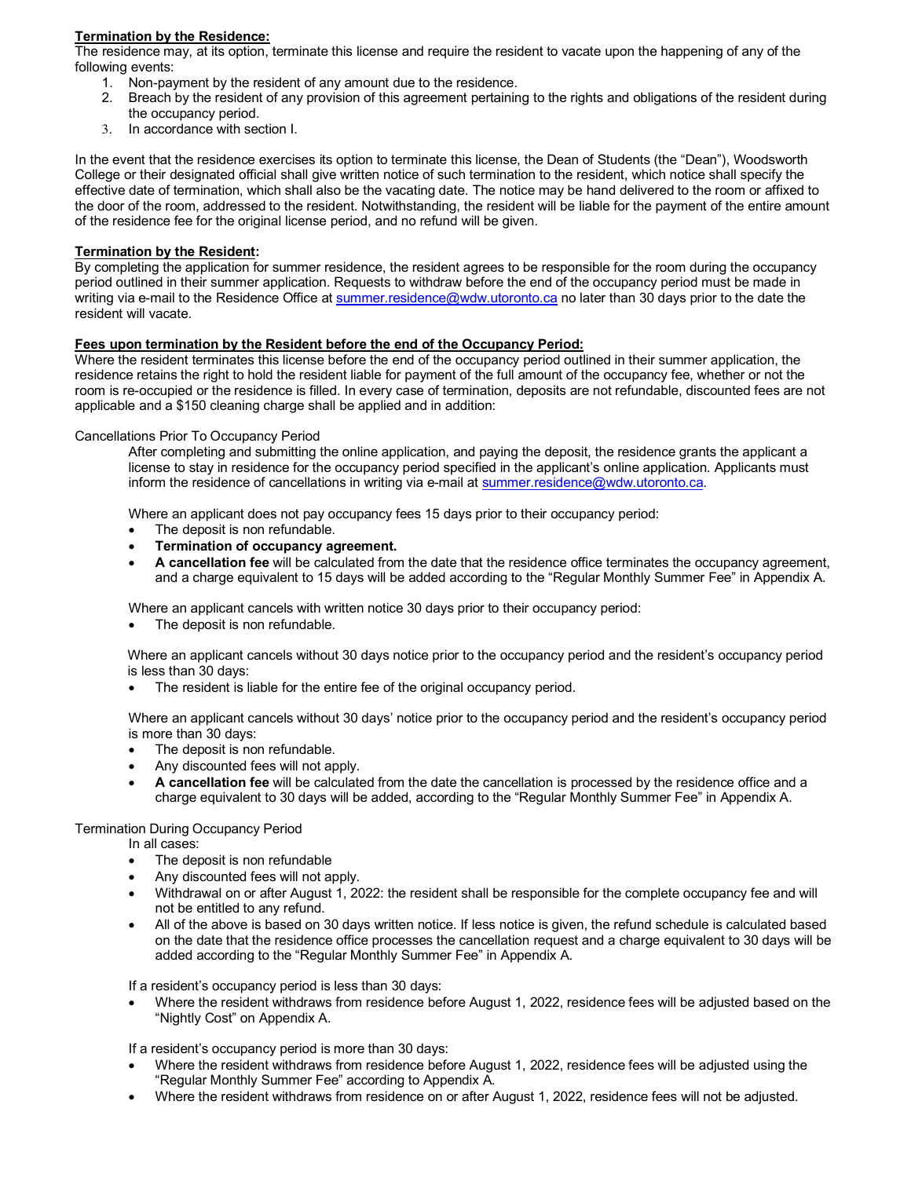**Termination by the Residence:**
The residence may, at its option, terminate this license and require the resident to vacate upon the happening of any of the following events:

1. Non-payment by the resident of any amount due to the residence.
2. Breach by the resident of any provision of this agreement pertaining to the rights and obligations of the resident during the occupancy period.
3. In accordance with section I.

In the event that the residence exercises its option to terminate this license, the Dean of Students (the "Dean"), Woodsworth College or their designated official shall give written notice of such termination to the resident, which notice shall specify the effective date of termination, which shall also be the vacating date. The notice may be hand delivered to the room or affixed to the door of the room, addressed to the resident. Notwithstanding, the resident will be liable for the payment of the entire amount of the residence fee for the original license period, and no refund will be given.

**Termination by the Resident:**
By completing the application for summer residence, the resident agrees to be responsible for the room during the occupancy period outlined in their summer application. Requests to withdraw before the end of the occupancy period must be made in writing via e-mail to the Residence Office at summer.residence@wdw.utoronto.ca no later than 30 days prior to the date the resident will vacate.

**Fees upon termination by the Resident before the end of the Occupancy Period:**
Where the resident terminates this license before the end of the occupancy period outlined in their summer application, the residence retains the right to hold the resident liable for payment of the full amount of the occupancy fee, whether or not the room is re-occupied or the residence is filled. In every case of termination, deposits are not refundable, discounted fees are not applicable and a $150 cleaning charge shall be applied and in addition:

Cancellations Prior To Occupancy Period

After completing and submitting the online application, and paying the deposit, the residence grants the applicant a license to stay in residence for the occupancy period specified in the applicant's online application. Applicants must inform the residence of cancellations in writing via e-mail at summer.residence@wdw.utoronto.ca.

Where an applicant does not pay occupancy fees 15 days prior to their occupancy period:

- The deposit is non refundable.
- **Termination of occupancy agreement.**
- **A cancellation fee** will be calculated from the date that the residence office terminates the occupancy agreement, and a charge equivalent to 15 days will be added according to the "Regular Monthly Summer Fee" in Appendix A.

Where an applicant cancels with written notice 30 days prior to their occupancy period:

- The deposit is non refundable.

Where an applicant cancels without 30 days notice prior to the occupancy period and the resident's occupancy period is less than 30 days:

- The resident is liable for the entire fee of the original occupancy period.

Where an applicant cancels without 30 days' notice prior to the occupancy period and the resident's occupancy period is more than 30 days:

- The deposit is non refundable.
- Any discounted fees will not apply.
- **A cancellation fee** will be calculated from the date the cancellation is processed by the residence office and a charge equivalent to 30 days will be added, according to the "Regular Monthly Summer Fee" in Appendix A.

Termination During Occupancy Period

In all cases:

- The deposit is non refundable
- Any discounted fees will not apply.
- Withdrawal on or after August 1, 2022: the resident shall be responsible for the complete occupancy fee and will not be entitled to any refund.
- All of the above is based on 30 days written notice. If less notice is given, the refund schedule is calculated based on the date that the residence office processes the cancellation request and a charge equivalent to 30 days will be added according to the "Regular Monthly Summer Fee" in Appendix A.

If a resident's occupancy period is less than 30 days:

- Where the resident withdraws from residence before August 1, 2022, residence fees will be adjusted based on the "Nightly Cost" on Appendix A.

If a resident's occupancy period is more than 30 days:

- Where the resident withdraws from residence before August 1, 2022, residence fees will be adjusted using the "Regular Monthly Summer Fee" according to Appendix A.
- Where the resident withdraws from residence on or after August 1, 2022, residence fees will not be adjusted.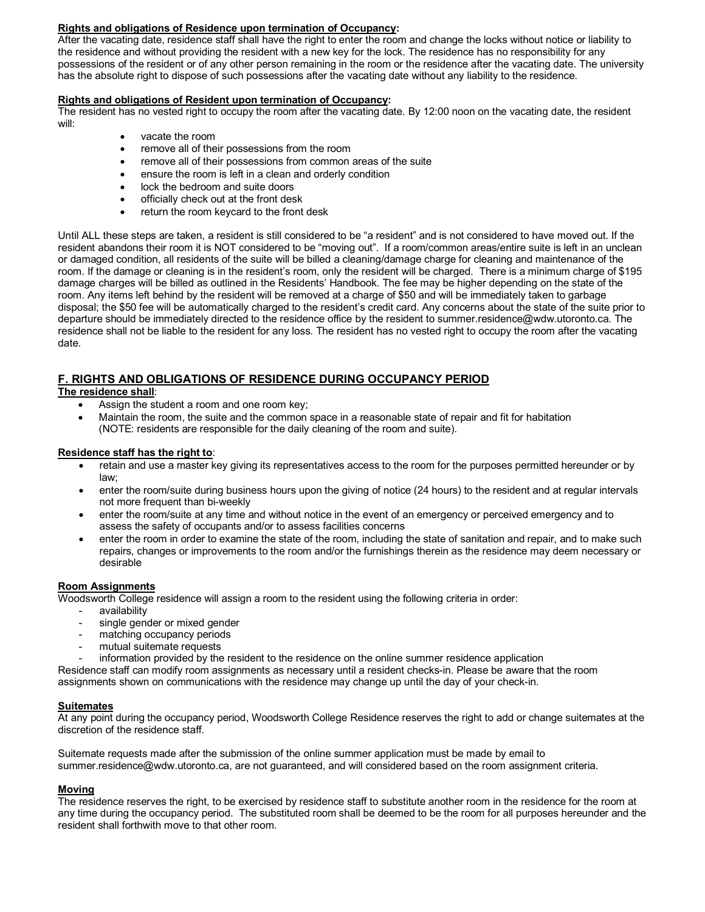**Rights and obligations of Residence upon termination of Occupancy:**

After the vacating date, residence staff shall have the right to enter the room and change the locks without notice or liability to the residence and without providing the resident with a new key for the lock. The residence has no responsibility for any possessions of the resident or of any other person remaining in the room or the residence after the vacating date. The university has the absolute right to dispose of such possessions after the vacating date without any liability to the residence.

**Rights and obligations of Resident upon termination of Occupancy:**

The resident has no vested right to occupy the room after the vacating date. By 12:00 noon on the vacating date, the resident will:

- vacate the room
- remove all of their possessions from the room
- remove all of their possessions from common areas of the suite
- ensure the room is left in a clean and orderly condition
- lock the bedroom and suite doors
- officially check out at the front desk
- return the room keycard to the front desk

Until ALL these steps are taken, a resident is still considered to be "a resident" and is not considered to have moved out. If the resident abandons their room it is NOT considered to be "moving out". If a room/common areas/entire suite is left in an unclean or damaged condition, all residents of the suite will be billed a cleaning/damage charge for cleaning and maintenance of the room. If the damage or cleaning is in the resident's room, only the resident will be charged. There is a minimum charge of $195 damage charges will be billed as outlined in the Residents' Handbook. The fee may be higher depending on the state of the room. Any items left behind by the resident will be removed at a charge of $50 and will be immediately taken to garbage disposal; the $50 fee will be automatically charged to the resident's credit card. Any concerns about the state of the suite prior to departure should be immediately directed to the residence office by the resident to summer.residence@wdw.utoronto.ca. The residence shall not be liable to the resident for any loss. The resident has no vested right to occupy the room after the vacating date.

## F. RIGHTS AND OBLIGATIONS OF RESIDENCE DURING OCCUPANCY PERIOD

**The residence shall**:

- Assign the student a room and one room key;
- Maintain the room, the suite and the common space in a reasonable state of repair and fit for habitation (NOTE: residents are responsible for the daily cleaning of the room and suite).

**Residence staff has the right to**:

- retain and use a master key giving its representatives access to the room for the purposes permitted hereunder or by law;
- enter the room/suite during business hours upon the giving of notice (24 hours) to the resident and at regular intervals not more frequent than bi-weekly
- enter the room/suite at any time and without notice in the event of an emergency or perceived emergency and to assess the safety of occupants and/or to assess facilities concerns
- enter the room in order to examine the state of the room, including the state of sanitation and repair, and to make such repairs, changes or improvements to the room and/or the furnishings therein as the residence may deem necessary or desirable

**Room Assignments**

Woodsworth College residence will assign a room to the resident using the following criteria in order:

- availability
- single gender or mixed gender
- matching occupancy periods
- mutual suitemate requests
- information provided by the resident to the residence on the online summer residence application

Residence staff can modify room assignments as necessary until a resident checks-in. Please be aware that the room assignments shown on communications with the residence may change up until the day of your check-in.

**Suitemates**

At any point during the occupancy period, Woodsworth College Residence reserves the right to add or change suitemates at the discretion of the residence staff.

Suitemate requests made after the submission of the online summer application must be made by email to summer.residence@wdw.utoronto.ca, are not guaranteed, and will considered based on the room assignment criteria.

**Moving**

The residence reserves the right, to be exercised by residence staff to substitute another room in the residence for the room at any time during the occupancy period. The substituted room shall be deemed to be the room for all purposes hereunder and the resident shall forthwith move to that other room.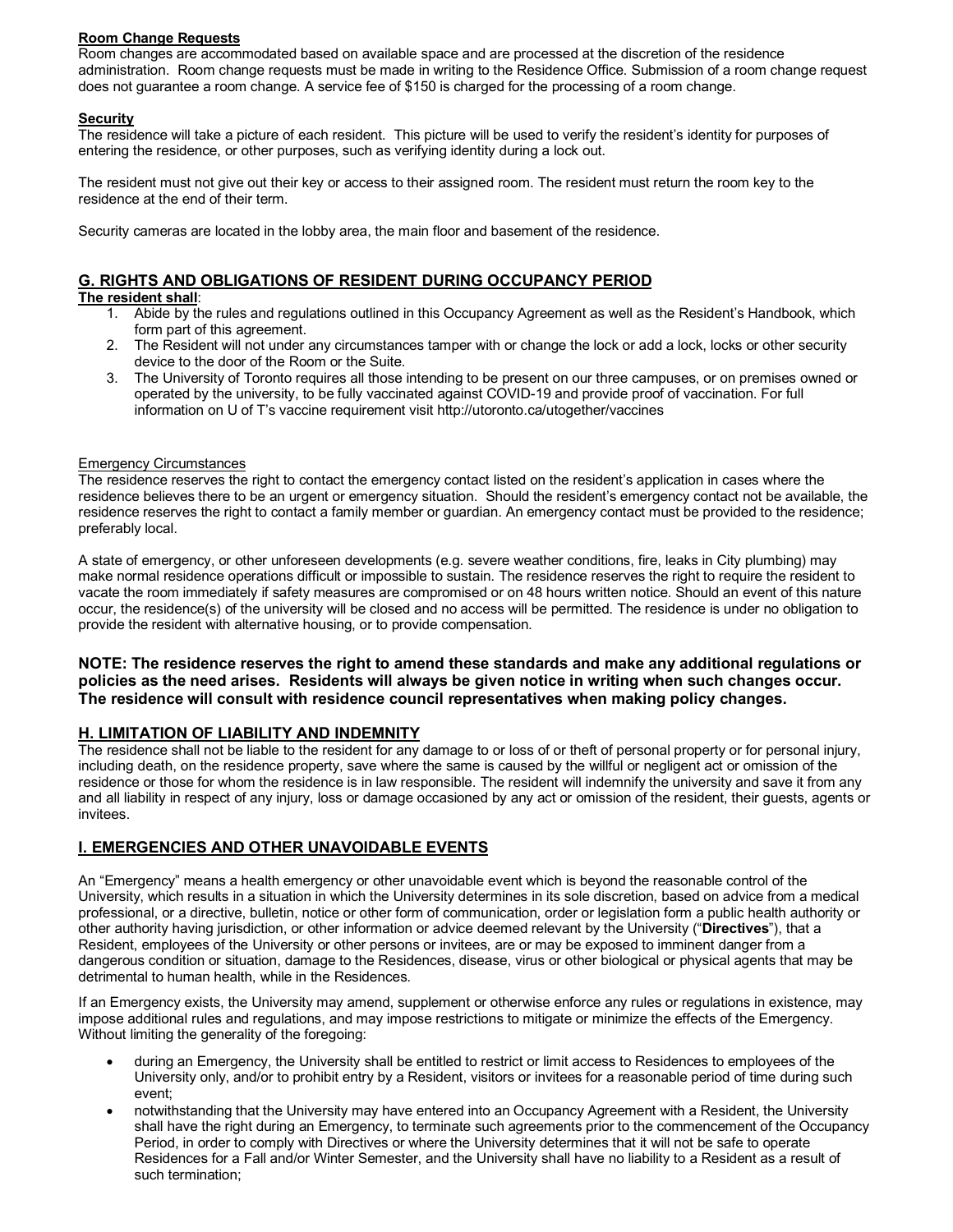**Room Change Requests**
Room changes are accommodated based on available space and are processed at the discretion of the residence administration. Room change requests must be made in writing to the Residence Office. Submission of a room change request does not guarantee a room change. A service fee of $150 is charged for the processing of a room change.

**Security**
The residence will take a picture of each resident. This picture will be used to verify the resident's identity for purposes of entering the residence, or other purposes, such as verifying identity during a lock out.

The resident must not give out their key or access to their assigned room. The resident must return the room key to the residence at the end of their term.

Security cameras are located in the lobby area, the main floor and basement of the residence.

## G. RIGHTS AND OBLIGATIONS OF RESIDENT DURING OCCUPANCY PERIOD

**The resident shall**:

1. Abide by the rules and regulations outlined in this Occupancy Agreement as well as the Resident's Handbook, which form part of this agreement.
2. The Resident will not under any circumstances tamper with or change the lock or add a lock, locks or other security device to the door of the Room or the Suite.
3. The University of Toronto requires all those intending to be present on our three campuses, or on premises owned or operated by the university, to be fully vaccinated against COVID-19 and provide proof of vaccination. For full information on U of T's vaccine requirement visit http://utoronto.ca/utogether/vaccines

Emergency Circumstances
The residence reserves the right to contact the emergency contact listed on the resident's application in cases where the residence believes there to be an urgent or emergency situation. Should the resident's emergency contact not be available, the residence reserves the right to contact a family member or guardian. An emergency contact must be provided to the residence; preferably local.

A state of emergency, or other unforeseen developments (e.g. severe weather conditions, fire, leaks in City plumbing) may make normal residence operations difficult or impossible to sustain. The residence reserves the right to require the resident to vacate the room immediately if safety measures are compromised or on 48 hours written notice. Should an event of this nature occur, the residence(s) of the university will be closed and no access will be permitted. The residence is under no obligation to provide the resident with alternative housing, or to provide compensation.

**NOTE: The residence reserves the right to amend these standards and make any additional regulations or policies as the need arises. Residents will always be given notice in writing when such changes occur. The residence will consult with residence council representatives when making policy changes.**

## H. LIMITATION OF LIABILITY AND INDEMNITY

The residence shall not be liable to the resident for any damage to or loss of or theft of personal property or for personal injury, including death, on the residence property, save where the same is caused by the willful or negligent act or omission of the residence or those for whom the residence is in law responsible. The resident will indemnify the university and save it from any and all liability in respect of any injury, loss or damage occasioned by any act or omission of the resident, their guests, agents or invitees.

## I. EMERGENCIES AND OTHER UNAVOIDABLE EVENTS

An "Emergency" means a health emergency or other unavoidable event which is beyond the reasonable control of the University, which results in a situation in which the University determines in its sole discretion, based on advice from a medical professional, or a directive, bulletin, notice or other form of communication, order or legislation form a public health authority or other authority having jurisdiction, or other information or advice deemed relevant by the University ("**Directives**"), that a Resident, employees of the University or other persons or invitees, are or may be exposed to imminent danger from a dangerous condition or situation, damage to the Residences, disease, virus or other biological or physical agents that may be detrimental to human health, while in the Residences.

If an Emergency exists, the University may amend, supplement or otherwise enforce any rules or regulations in existence, may impose additional rules and regulations, and may impose restrictions to mitigate or minimize the effects of the Emergency. Without limiting the generality of the foregoing:

- during an Emergency, the University shall be entitled to restrict or limit access to Residences to employees of the University only, and/or to prohibit entry by a Resident, visitors or invitees for a reasonable period of time during such event;
- notwithstanding that the University may have entered into an Occupancy Agreement with a Resident, the University shall have the right during an Emergency, to terminate such agreements prior to the commencement of the Occupancy Period, in order to comply with Directives or where the University determines that it will not be safe to operate Residences for a Fall and/or Winter Semester, and the University shall have no liability to a Resident as a result of such termination;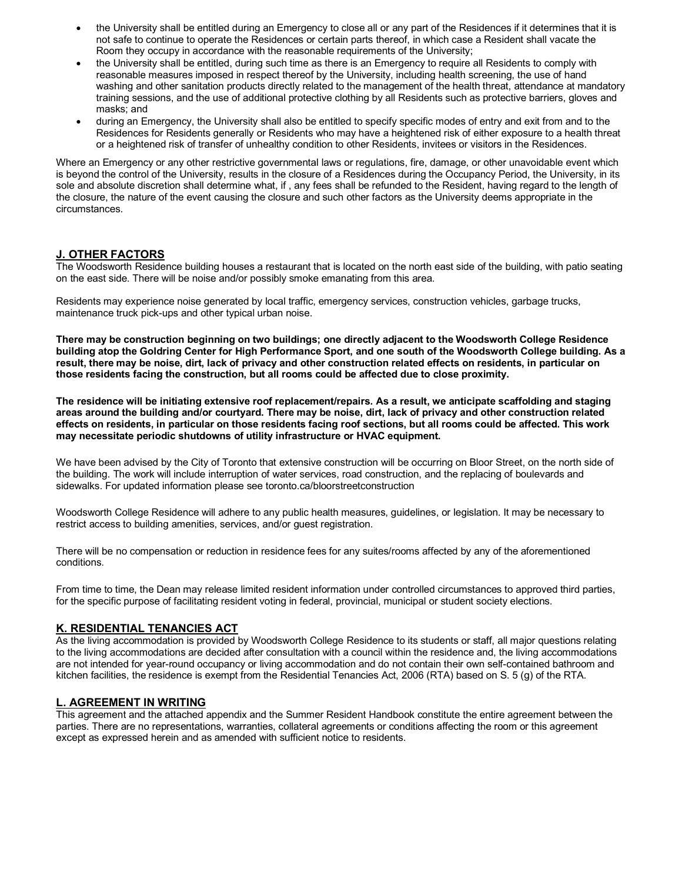- the University shall be entitled during an Emergency to close all or any part of the Residences if it determines that it is not safe to continue to operate the Residences or certain parts thereof, in which case a Resident shall vacate the Room they occupy in accordance with the reasonable requirements of the University;
- the University shall be entitled, during such time as there is an Emergency to require all Residents to comply with reasonable measures imposed in respect thereof by the University, including health screening, the use of hand washing and other sanitation products directly related to the management of the health threat, attendance at mandatory training sessions, and the use of additional protective clothing by all Residents such as protective barriers, gloves and masks; and
- during an Emergency, the University shall also be entitled to specify specific modes of entry and exit from and to the Residences for Residents generally or Residents who may have a heightened risk of either exposure to a health threat or a heightened risk of transfer of unhealthy condition to other Residents, invitees or visitors in the Residences.

Where an Emergency or any other restrictive governmental laws or regulations, fire, damage, or other unavoidable event which is beyond the control of the University, results in the closure of a Residences during the Occupancy Period, the University, in its sole and absolute discretion shall determine what, if , any fees shall be refunded to the Resident, having regard to the length of the closure, the nature of the event causing the closure and such other factors as the University deems appropriate in the circumstances.

## J. OTHER FACTORS

The Woodsworth Residence building houses a restaurant that is located on the north east side of the building, with patio seating on the east side. There will be noise and/or possibly smoke emanating from this area.

Residents may experience noise generated by local traffic, emergency services, construction vehicles, garbage trucks, maintenance truck pick-ups and other typical urban noise.

**There may be construction beginning on two buildings; one directly adjacent to the Woodsworth College Residence building atop the Goldring Center for High Performance Sport, and one south of the Woodsworth College building. As a result, there may be noise, dirt, lack of privacy and other construction related effects on residents, in particular on those residents facing the construction, but all rooms could be affected due to close proximity.**

**The residence will be initiating extensive roof replacement/repairs. As a result, we anticipate scaffolding and staging areas around the building and/or courtyard. There may be noise, dirt, lack of privacy and other construction related effects on residents, in particular on those residents facing roof sections, but all rooms could be affected. This work may necessitate periodic shutdowns of utility infrastructure or HVAC equipment.**

We have been advised by the City of Toronto that extensive construction will be occurring on Bloor Street, on the north side of the building. The work will include interruption of water services, road construction, and the replacing of boulevards and sidewalks. For updated information please see toronto.ca/bloorstreetconstruction

Woodsworth College Residence will adhere to any public health measures, guidelines, or legislation. It may be necessary to restrict access to building amenities, services, and/or guest registration.

There will be no compensation or reduction in residence fees for any suites/rooms affected by any of the aforementioned conditions.

From time to time, the Dean may release limited resident information under controlled circumstances to approved third parties, for the specific purpose of facilitating resident voting in federal, provincial, municipal or student society elections.

## K. RESIDENTIAL TENANCIES ACT

As the living accommodation is provided by Woodsworth College Residence to its students or staff, all major questions relating to the living accommodations are decided after consultation with a council within the residence and, the living accommodations are not intended for year-round occupancy or living accommodation and do not contain their own self-contained bathroom and kitchen facilities, the residence is exempt from the Residential Tenancies Act, 2006 (RTA) based on S. 5 (g) of the RTA.

## L. AGREEMENT IN WRITING

This agreement and the attached appendix and the Summer Resident Handbook constitute the entire agreement between the parties. There are no representations, warranties, collateral agreements or conditions affecting the room or this agreement except as expressed herein and as amended with sufficient notice to residents.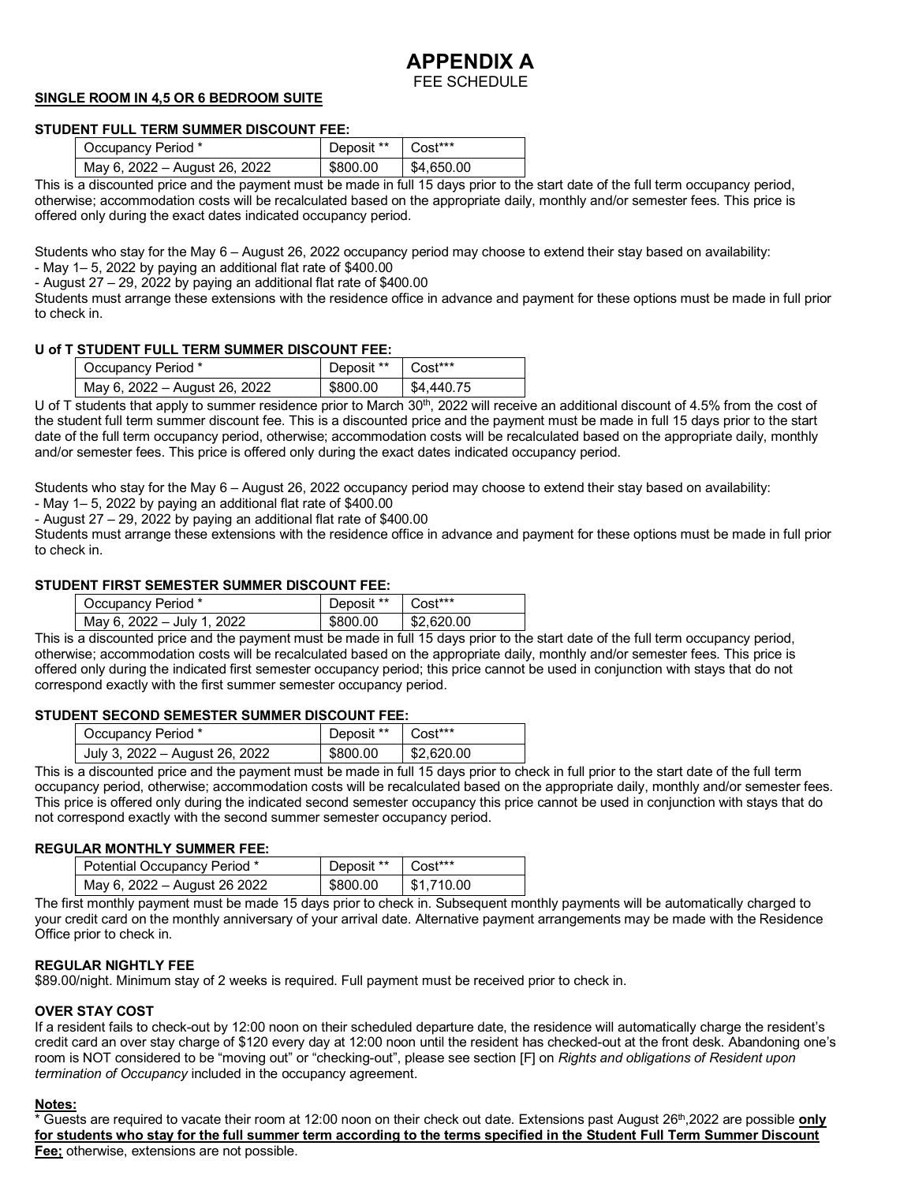# APPENDIX A

FEE SCHEDULE

**SINGLE ROOM IN 4,5 OR 6 BEDROOM SUITE**

**STUDENT FULL TERM SUMMER DISCOUNT FEE:**

| Occupancy Period * | Deposit ** | Cost*** |
|---|---|---|
| May 6, 2022 – August 26, 2022 | $800.00 | $4,650.00 |

This is a discounted price and the payment must be made in full 15 days prior to the start date of the full term occupancy period, otherwise; accommodation costs will be recalculated based on the appropriate daily, monthly and/or semester fees. This price is offered only during the exact dates indicated occupancy period.

Students who stay for the May 6 – August 26, 2022 occupancy period may choose to extend their stay based on availability:
- May 1– 5, 2022 by paying an additional flat rate of $400.00
- August 27 – 29, 2022 by paying an additional flat rate of $400.00

Students must arrange these extensions with the residence office in advance and payment for these options must be made in full prior to check in.

**U of T STUDENT FULL TERM SUMMER DISCOUNT FEE:**

| Occupancy Period * | Deposit ** | Cost*** |
|---|---|---|
| May 6, 2022 – August 26, 2022 | $800.00 | $4,440.75 |

U of T students that apply to summer residence prior to March 30th, 2022 will receive an additional discount of 4.5% from the cost of the student full term summer discount fee. This is a discounted price and the payment must be made in full 15 days prior to the start date of the full term occupancy period, otherwise; accommodation costs will be recalculated based on the appropriate daily, monthly and/or semester fees. This price is offered only during the exact dates indicated occupancy period.

Students who stay for the May 6 – August 26, 2022 occupancy period may choose to extend their stay based on availability:
- May 1– 5, 2022 by paying an additional flat rate of $400.00
- August 27 – 29, 2022 by paying an additional flat rate of $400.00

Students must arrange these extensions with the residence office in advance and payment for these options must be made in full prior to check in.

**STUDENT FIRST SEMESTER SUMMER DISCOUNT FEE:**

| Occupancy Period * | Deposit ** | Cost*** |
|---|---|---|
| May 6, 2022 – July 1, 2022 | $800.00 | $2,620.00 |

This is a discounted price and the payment must be made in full 15 days prior to the start date of the full term occupancy period, otherwise; accommodation costs will be recalculated based on the appropriate daily, monthly and/or semester fees. This price is offered only during the indicated first semester occupancy period; this price cannot be used in conjunction with stays that do not correspond exactly with the first summer semester occupancy period.

**STUDENT SECOND SEMESTER SUMMER DISCOUNT FEE:**

| Occupancy Period * | Deposit ** | Cost*** |
|---|---|---|
| July 3, 2022 – August 26, 2022 | $800.00 | $2,620.00 |

This is a discounted price and the payment must be made in full 15 days prior to check in full prior to the start date of the full term occupancy period, otherwise; accommodation costs will be recalculated based on the appropriate daily, monthly and/or semester fees. This price is offered only during the indicated second semester occupancy this price cannot be used in conjunction with stays that do not correspond exactly with the second summer semester occupancy period.

**REGULAR MONTHLY SUMMER FEE:**

| Potential Occupancy Period * | Deposit ** | Cost*** |
|---|---|---|
| May 6, 2022 – August 26 2022 | $800.00 | $1,710.00 |

The first monthly payment must be made 15 days prior to check in. Subsequent monthly payments will be automatically charged to your credit card on the monthly anniversary of your arrival date. Alternative payment arrangements may be made with the Residence Office prior to check in.

**REGULAR NIGHTLY FEE**

$89.00/night. Minimum stay of 2 weeks is required. Full payment must be received prior to check in.

**OVER STAY COST**

If a resident fails to check-out by 12:00 noon on their scheduled departure date, the residence will automatically charge the resident's credit card an over stay charge of $120 every day at 12:00 noon until the resident has checked-out at the front desk. Abandoning one's room is NOT considered to be "moving out" or "checking-out", please see section [F] on *Rights and obligations of Resident upon termination of Occupancy* included in the occupancy agreement.

**Notes:**

\* Guests are required to vacate their room at 12:00 noon on their check out date. Extensions past August 26th,2022 are possible **only for students who stay for the full summer term according to the terms specified in the Student Full Term Summer Discount Fee;** otherwise, extensions are not possible.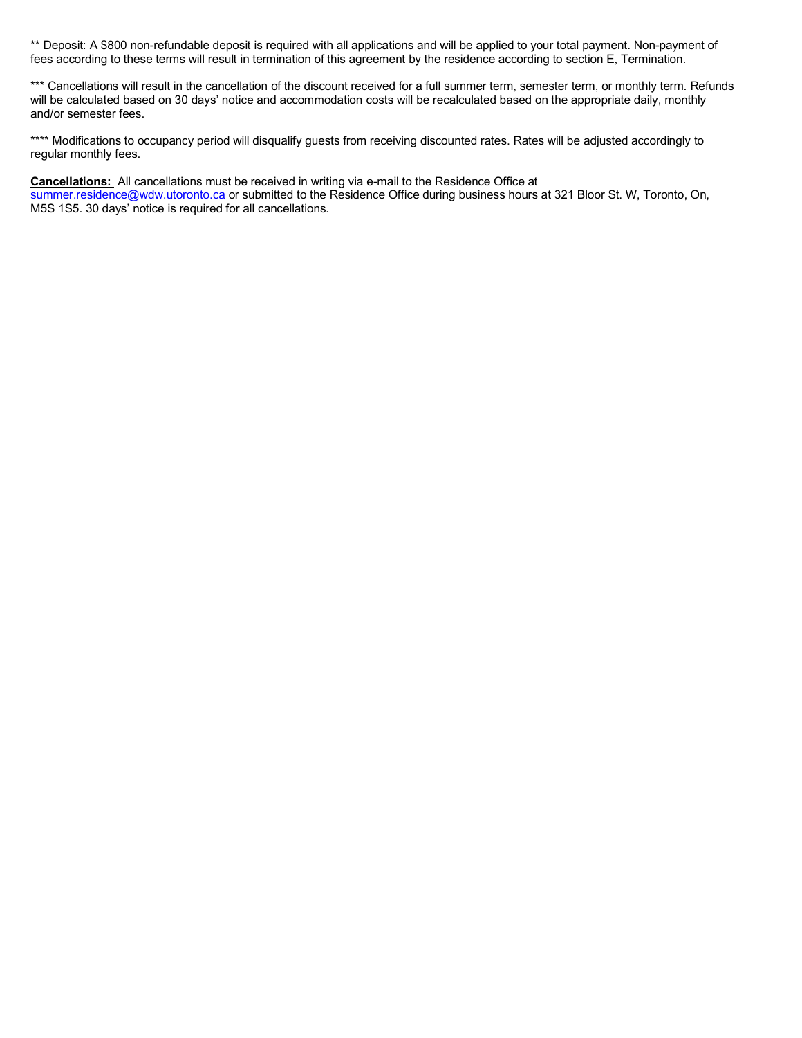** Deposit: A $800 non-refundable deposit is required with all applications and will be applied to your total payment. Non-payment of fees according to these terms will result in termination of this agreement by the residence according to section E, Termination.

*** Cancellations will result in the cancellation of the discount received for a full summer term, semester term, or monthly term. Refunds will be calculated based on 30 days' notice and accommodation costs will be recalculated based on the appropriate daily, monthly and/or semester fees.

**** Modifications to occupancy period will disqualify guests from receiving discounted rates. Rates will be adjusted accordingly to regular monthly fees.

**Cancellations:** All cancellations must be received in writing via e-mail to the Residence Office at summer.residence@wdw.utoronto.ca or submitted to the Residence Office during business hours at 321 Bloor St. W, Toronto, On, M5S 1S5. 30 days' notice is required for all cancellations.